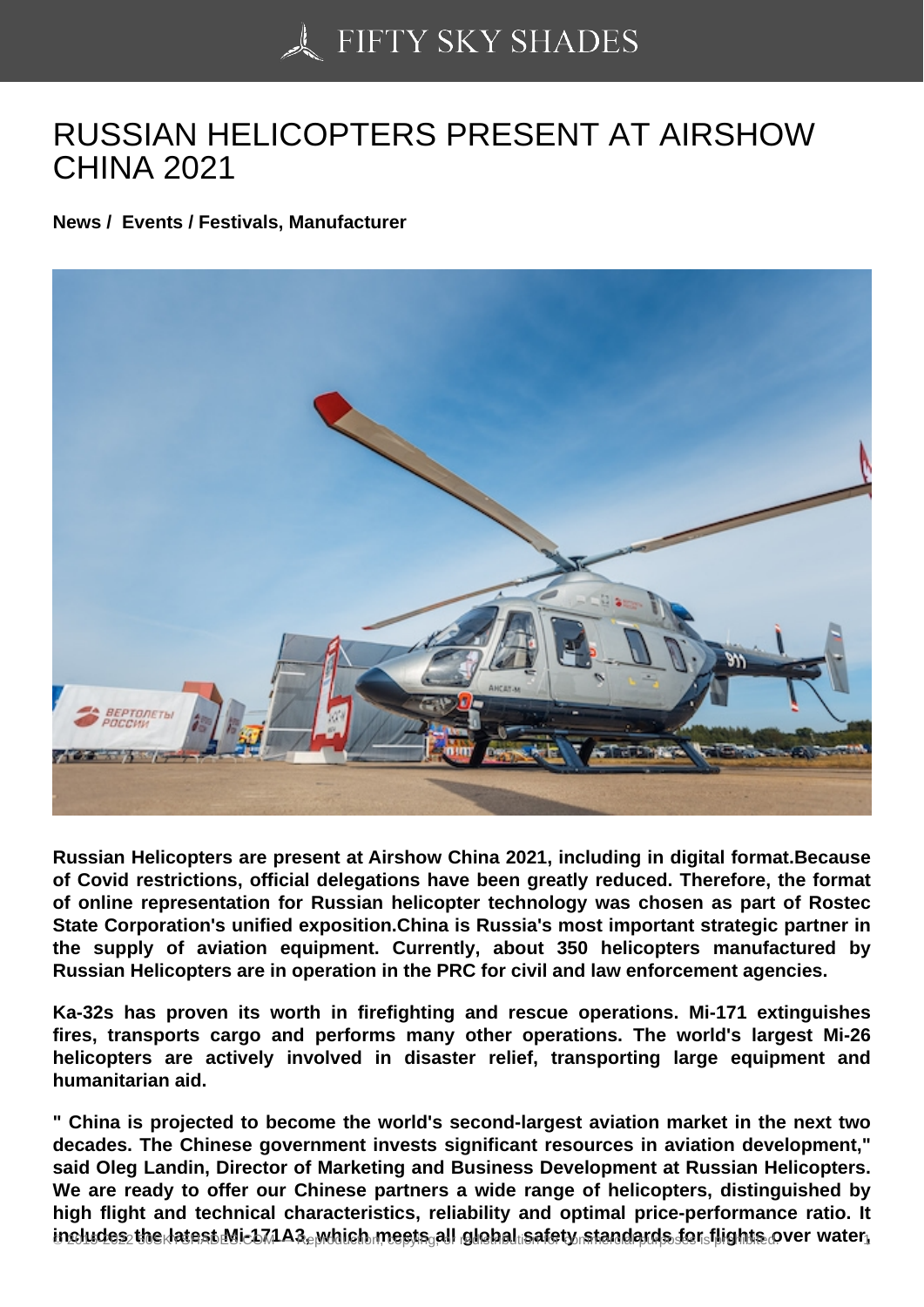# RUSSIAN HELICOPTERS PRESENT AT AIRSHOW CHINA 2021

**News / Events / Festivals, Manufacturer**

**Russian Helicopters are present at Airshow China 2021, including in digital format.Because of Covid restrictions, official delegations have been greatly reduced. Therefore, the format of online representation for Russian helicopter technology was chosen as part of Rostec State Corporation's unified exposition.China is Russia's most important strategic partner in the supply of aviation equipment. Currently, about 350 helicopters manufactured by Russian Helicopters are in operation in the PRC for civil and law enforcement agencies.**

**Ka-32s has proven its worth in firefighting and rescue operations. Mi-171 extinguishes fires, transports cargo and performs many other operations. The world's largest Mi-26 helicopters are actively involved in disaster relief, transporting large equipment and humanitarian aid.**

**" China is projected to become the world's second-largest aviation market in the next two decades. The Chinese government invests significant resources in aviation development," said Oleg Landin, Director of Marketing and Business Development at Russian Helicopters. We are ready to offer our Chinese partners a wide range of helicopters, distinguished by high flight and technical characteristics, reliability and optimal price-performance ratio. It includes the latest Mi-171A3, which meets all global safety standards for flights over water,**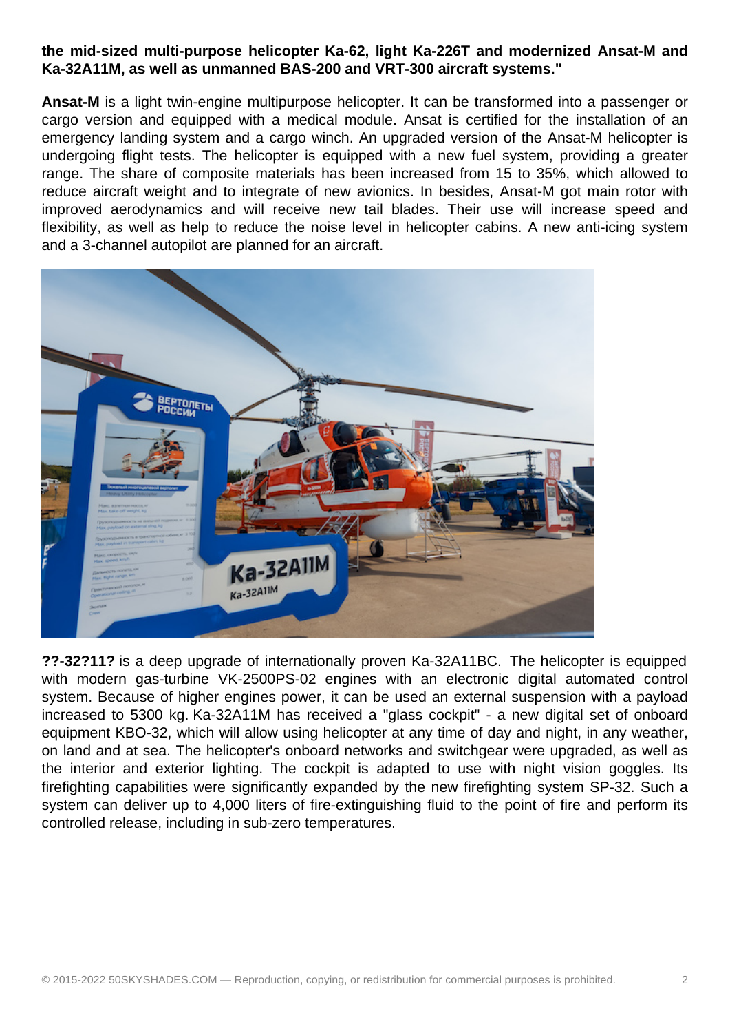**the mid-sized multi-purpose helicopter Ka-62, light Ka-226T and modernized Ansat-M and Ka-32A11M, as well as unmanned BAS-200 and VRT-300 aircraft systems."**

**Ansat-M** is a light twin-engine multipurpose helicopter. It can be transformed into a passenger or cargo version and equipped with a medical module. Ansat is certified for the installation of an emergency landing system and a cargo winch. An upgraded version of the Ansat-M helicopter is undergoing flight tests. The helicopter is equipped with a new fuel system, providing a greater range. The share of composite materials has been increased from 15 to 35%, which allowed to reduce aircraft weight and to integrate of new avionics. In besides, Ansat-M got main rotor with improved aerodynamics and will receive new tail blades. Their use will increase speed and flexibility, as well as help to reduce the noise level in helicopter cabins. A new anti-icing system and a 3-channel autopilot are planned for an aircraft.

**??-32?11?** is a deep upgrade of internationally proven Ka-32A11BC. The helicopter is equipped with modern gas-turbine VK-2500PS-02 engines with an electronic digital automated control system. Because of higher engines power, it can be used an external suspension with a payload increased to 5300 kg. Ka-32A11M has received a "glass cockpit" - a new digital set of onboard equipment KBO-32, which will allow using helicopter at any time of day and night, in any weather, on land and at sea. The helicopter's onboard networks and switchgear were upgraded, as well as the interior and exterior lighting. The cockpit is adapted to use with night vision goggles. Its firefighting capabilities were significantly expanded by the new firefighting system SP-32. Such a system can deliver up to 4,000 liters of fire-extinguishing fluid to the point of fire and perform its controlled release, including in sub-zero temperatures.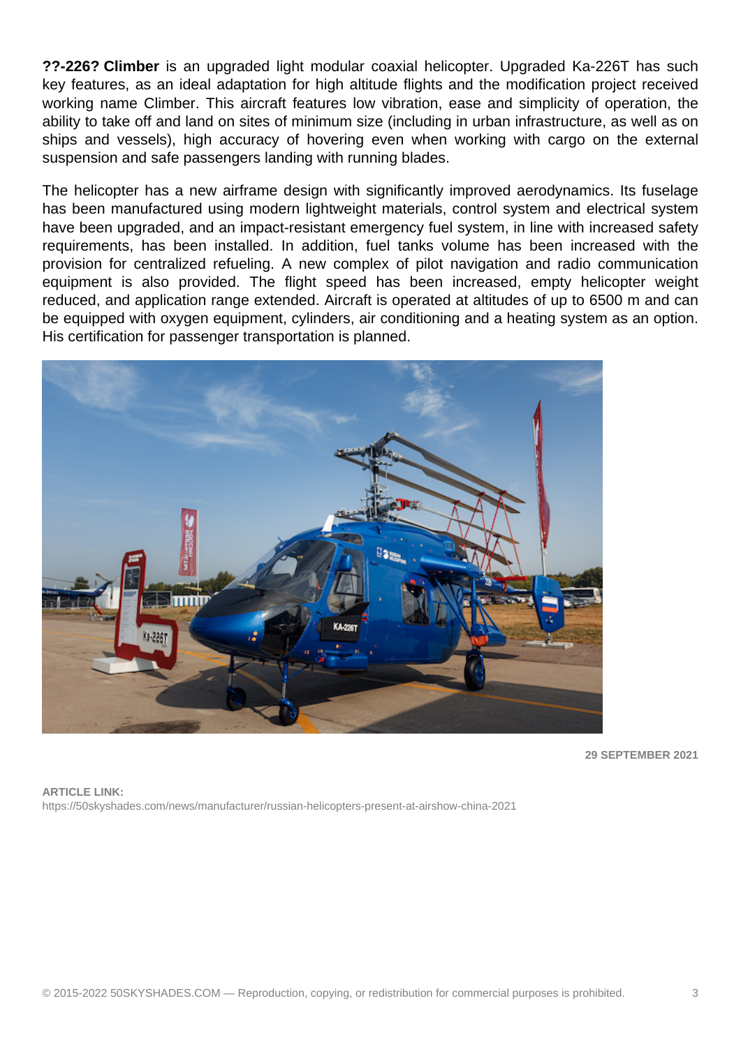**??-226? Climber** is an upgraded light modular coaxial helicopter. Upgraded Ka-226T has such key features, as an ideal adaptation for high altitude flights and the modification project received working name Climber. This aircraft features low vibration, ease and simplicity of operation, the ability to take off and land on sites of minimum size (including in urban infrastructure, as well as on ships and vessels), high accuracy of hovering even when working with cargo on the external suspension and safe passengers landing with running blades.

The helicopter has a new airframe design with significantly improved aerodynamics. Its fuselage has been manufactured using modern lightweight materials, control system and electrical system have been upgraded, and an impact-resistant emergency fuel system, in line with increased safety requirements, has been installed. In addition, fuel tanks volume has been increased with the provision for centralized refueling. A new complex of pilot navigation and radio communication equipment is also provided. The flight speed has been increased, empty helicopter weight reduced, and application range extended. Aircraft is operated at altitudes of up to 6500 m and can be equipped with oxygen equipment, cylinders, air conditioning and a heating system as an option. His certification for passenger transportation is planned.

**29 SEPTEMBER 2021**

**ARTICLE LINK:**
https://50skyshades.com/news/manufacturer/russian-helicopters-present-at-airshow-china-2021

© 2015-2022 50SKYSHADES.COM — Reproduction, copying, or redistribution for commercial purposes is prohibited.